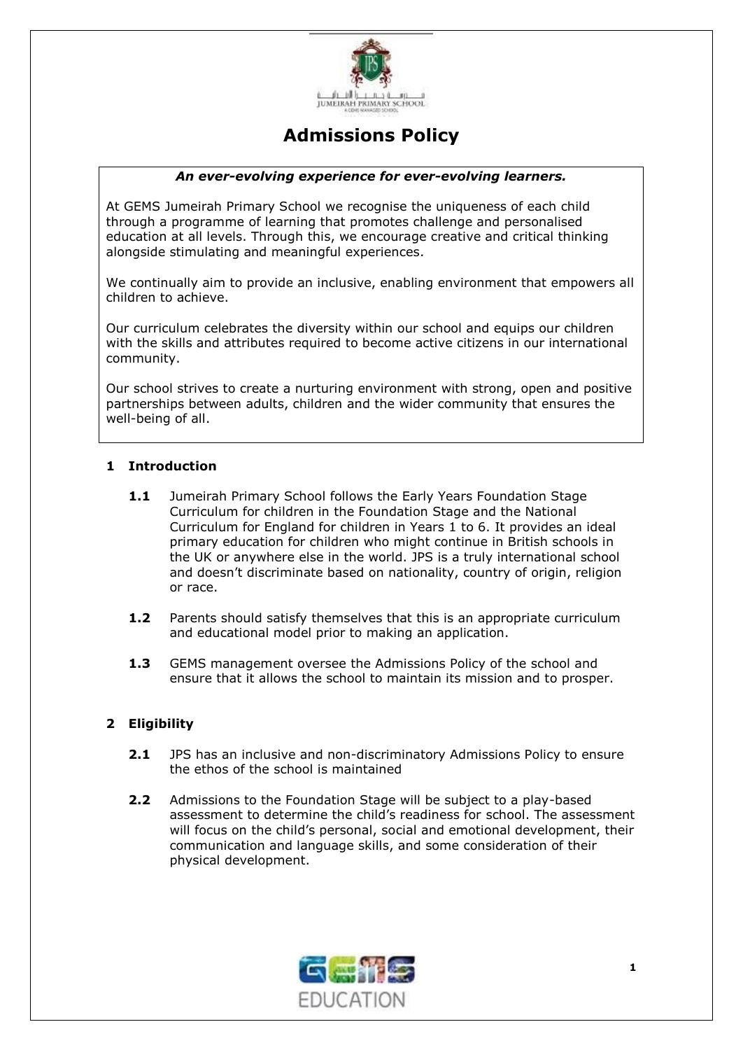# Admissions Policy

***An ever-evolving experience for ever-evolving learners.***

At GEMS Jumeirah Primary School we recognise the uniqueness of each child through a programme of learning that promotes challenge and personalised education at all levels. Through this, we encourage creative and critical thinking alongside stimulating and meaningful experiences.

We continually aim to provide an inclusive, enabling environment that empowers all children to achieve.

Our curriculum celebrates the diversity within our school and equips our children with the skills and attributes required to become active citizens in our international community.

Our school strives to create a nurturing environment with strong, open and positive partnerships between adults, children and the wider community that ensures the well-being of all.

## 1 Introduction

**1.1** Jumeirah Primary School follows the Early Years Foundation Stage Curriculum for children in the Foundation Stage and the National Curriculum for England for children in Years 1 to 6. It provides an ideal primary education for children who might continue in British schools in the UK or anywhere else in the world. JPS is a truly international school and doesn't discriminate based on nationality, country of origin, religion or race.

**1.2** Parents should satisfy themselves that this is an appropriate curriculum and educational model prior to making an application.

**1.3** GEMS management oversee the Admissions Policy of the school and ensure that it allows the school to maintain its mission and to prosper.

## 2 Eligibility

**2.1** JPS has an inclusive and non-discriminatory Admissions Policy to ensure the ethos of the school is maintained

**2.2** Admissions to the Foundation Stage will be subject to a play-based assessment to determine the child's readiness for school. The assessment will focus on the child's personal, social and emotional development, their communication and language skills, and some consideration of their physical development.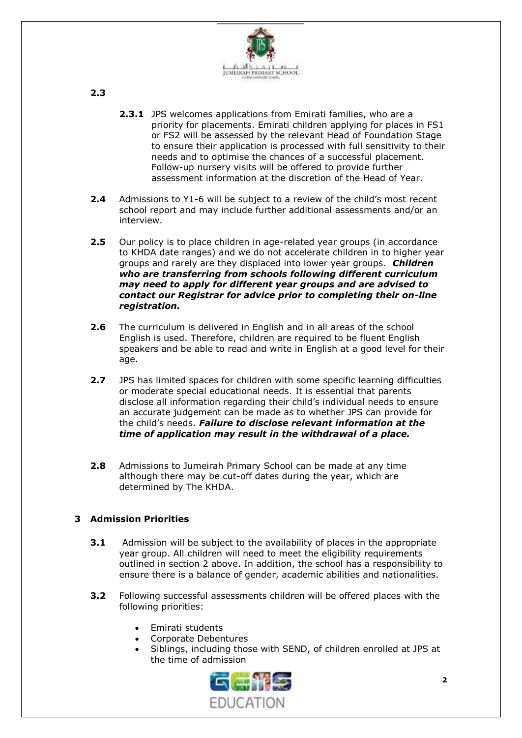**2.3**

**2.3.1** JPS welcomes applications from Emirati families, who are a priority for placements. Emirati children applying for places in FS1 or FS2 will be assessed by the relevant Head of Foundation Stage to ensure their application is processed with full sensitivity to their needs and to optimise the chances of a successful placement. Follow-up nursery visits will be offered to provide further assessment information at the discretion of the Head of Year.

**2.4** Admissions to Y1-6 will be subject to a review of the child's most recent school report and may include further additional assessments and/or an interview.

**2.5** Our policy is to place children in age-related year groups (in accordance to KHDA date ranges) and we do not accelerate children in to higher year groups and rarely are they displaced into lower year groups. ***Children who are transferring from schools following different curriculum may need to apply for different year groups and are advised to contact our Registrar for advice prior to completing their on-line registration.***

**2.6** The curriculum is delivered in English and in all areas of the school English is used. Therefore, children are required to be fluent English speakers and be able to read and write in English at a good level for their age.

**2.7** JPS has limited spaces for children with some specific learning difficulties or moderate special educational needs. It is essential that parents disclose all information regarding their child's individual needs to ensure an accurate judgement can be made as to whether JPS can provide for the child's needs. ***Failure to disclose relevant information at the time of application may result in the withdrawal of a place.***

**2.8** Admissions to Jumeirah Primary School can be made at any time although there may be cut-off dates during the year, which are determined by The KHDA.

## 3 Admission Priorities

**3.1** Admission will be subject to the availability of places in the appropriate year group. All children will need to meet the eligibility requirements outlined in section 2 above. In addition, the school has a responsibility to ensure there is a balance of gender, academic abilities and nationalities.

**3.2** Following successful assessments children will be offered places with the following priorities:

- Emirati students
- Corporate Debentures
- Siblings, including those with SEND, of children enrolled at JPS at the time of admission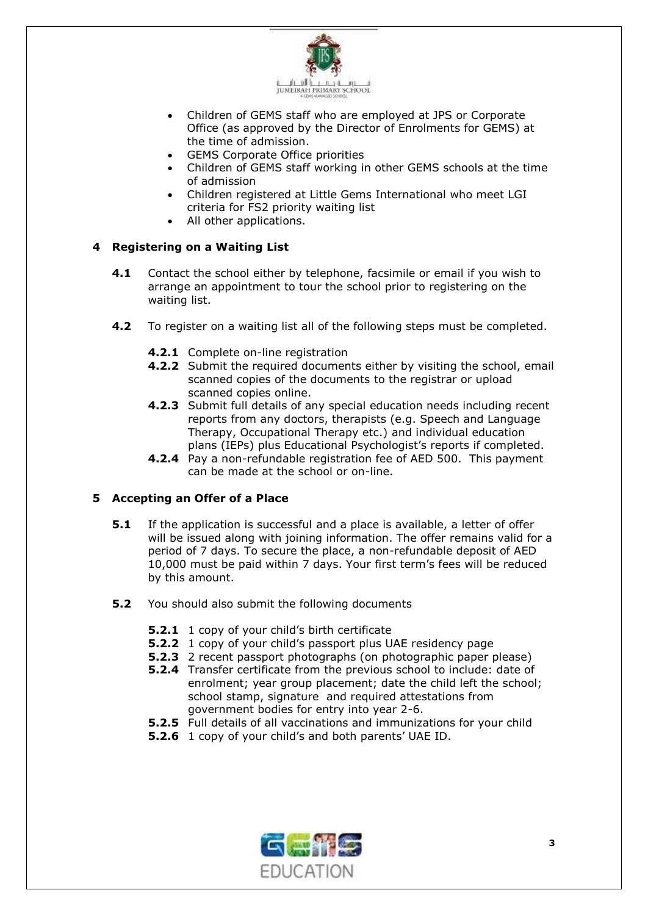- Children of GEMS staff who are employed at JPS or Corporate Office (as approved by the Director of Enrolments for GEMS) at the time of admission.
- GEMS Corporate Office priorities
- Children of GEMS staff working in other GEMS schools at the time of admission
- Children registered at Little Gems International who meet LGI criteria for FS2 priority waiting list
- All other applications.

## 4 Registering on a Waiting List

**4.1** Contact the school either by telephone, facsimile or email if you wish to arrange an appointment to tour the school prior to registering on the waiting list.

**4.2** To register on a waiting list all of the following steps must be completed.

**4.2.1** Complete on-line registration

**4.2.2** Submit the required documents either by visiting the school, email scanned copies of the documents to the registrar or upload scanned copies online.

**4.2.3** Submit full details of any special education needs including recent reports from any doctors, therapists (e.g. Speech and Language Therapy, Occupational Therapy etc.) and individual education plans (IEPs) plus Educational Psychologist's reports if completed.

**4.2.4** Pay a non-refundable registration fee of AED 500. This payment can be made at the school or on-line.

## 5 Accepting an Offer of a Place

**5.1** If the application is successful and a place is available, a letter of offer will be issued along with joining information. The offer remains valid for a period of 7 days. To secure the place, a non-refundable deposit of AED 10,000 must be paid within 7 days. Your first term's fees will be reduced by this amount.

**5.2** You should also submit the following documents

**5.2.1** 1 copy of your child's birth certificate

**5.2.2** 1 copy of your child's passport plus UAE residency page

**5.2.3** 2 recent passport photographs (on photographic paper please)

**5.2.4** Transfer certificate from the previous school to include: date of enrolment; year group placement; date the child left the school; school stamp, signature and required attestations from government bodies for entry into year 2-6.

**5.2.5** Full details of all vaccinations and immunizations for your child

**5.2.6** 1 copy of your child's and both parents' UAE ID.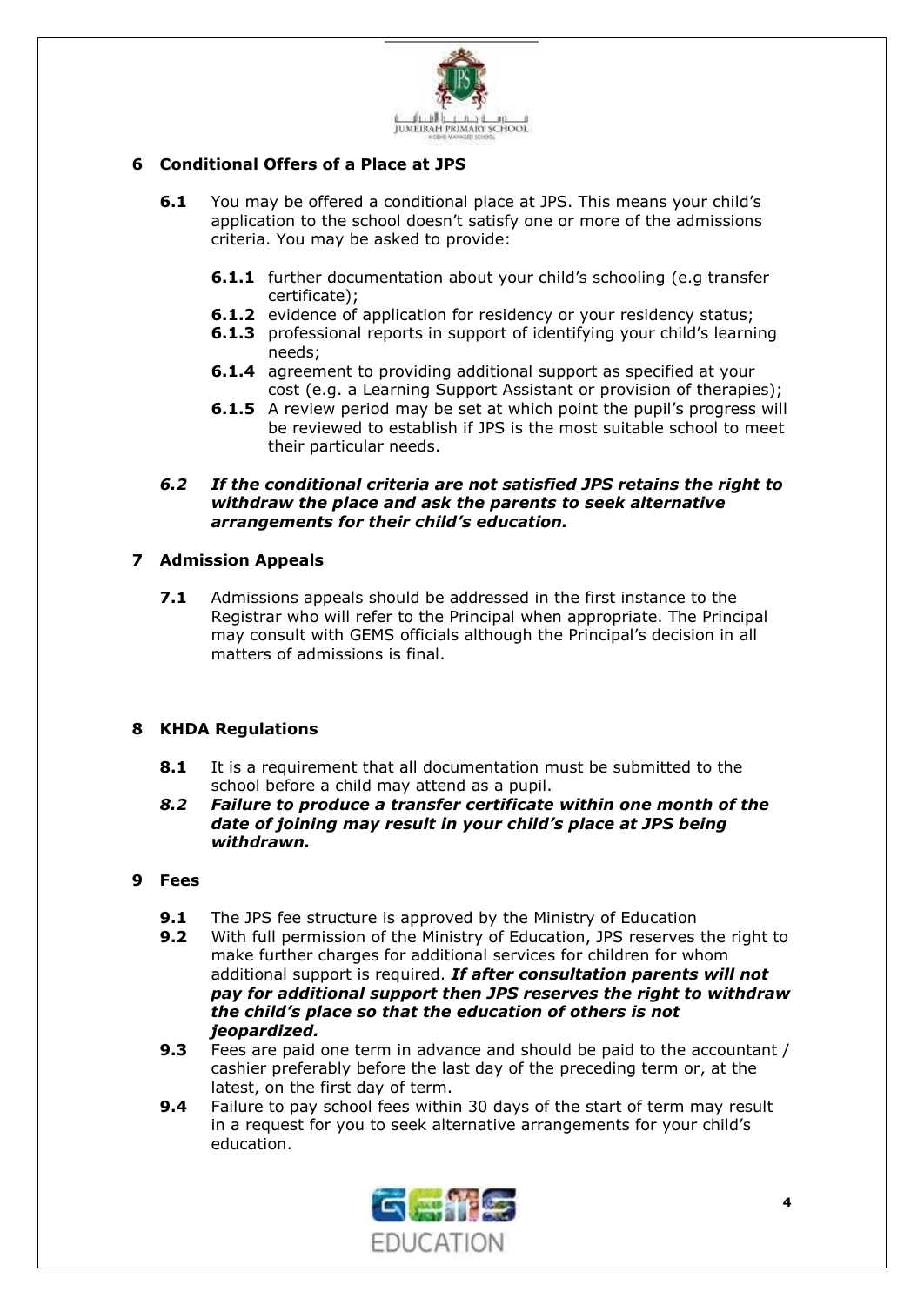## 6 Conditional Offers of a Place at JPS

**6.1** You may be offered a conditional place at JPS. This means your child's application to the school doesn't satisfy one or more of the admissions criteria. You may be asked to provide:

- **6.1.1** further documentation about your child's schooling (e.g transfer certificate);
- **6.1.2** evidence of application for residency or your residency status;
- **6.1.3** professional reports in support of identifying your child's learning needs;
- **6.1.4** agreement to providing additional support as specified at your cost (e.g. a Learning Support Assistant or provision of therapies);
- **6.1.5** A review period may be set at which point the pupil's progress will be reviewed to establish if JPS is the most suitable school to meet their particular needs.

***6.2 If the conditional criteria are not satisfied JPS retains the right to withdraw the place and ask the parents to seek alternative arrangements for their child's education.***

## 7 Admission Appeals

**7.1** Admissions appeals should be addressed in the first instance to the Registrar who will refer to the Principal when appropriate. The Principal may consult with GEMS officials although the Principal's decision in all matters of admissions is final.

## 8 KHDA Regulations

**8.1** It is a requirement that all documentation must be submitted to the school <u>before</u> a child may attend as a pupil.

***8.2 Failure to produce a transfer certificate within one month of the date of joining may result in your child's place at JPS being withdrawn.***

## 9 Fees

**9.1** The JPS fee structure is approved by the Ministry of Education

**9.2** With full permission of the Ministry of Education, JPS reserves the right to make further charges for additional services for children for whom additional support is required. ***If after consultation parents will not pay for additional support then JPS reserves the right to withdraw the child's place so that the education of others is not jeopardized.***

**9.3** Fees are paid one term in advance and should be paid to the accountant / cashier preferably before the last day of the preceding term or, at the latest, on the first day of term.

**9.4** Failure to pay school fees within 30 days of the start of term may result in a request for you to seek alternative arrangements for your child's education.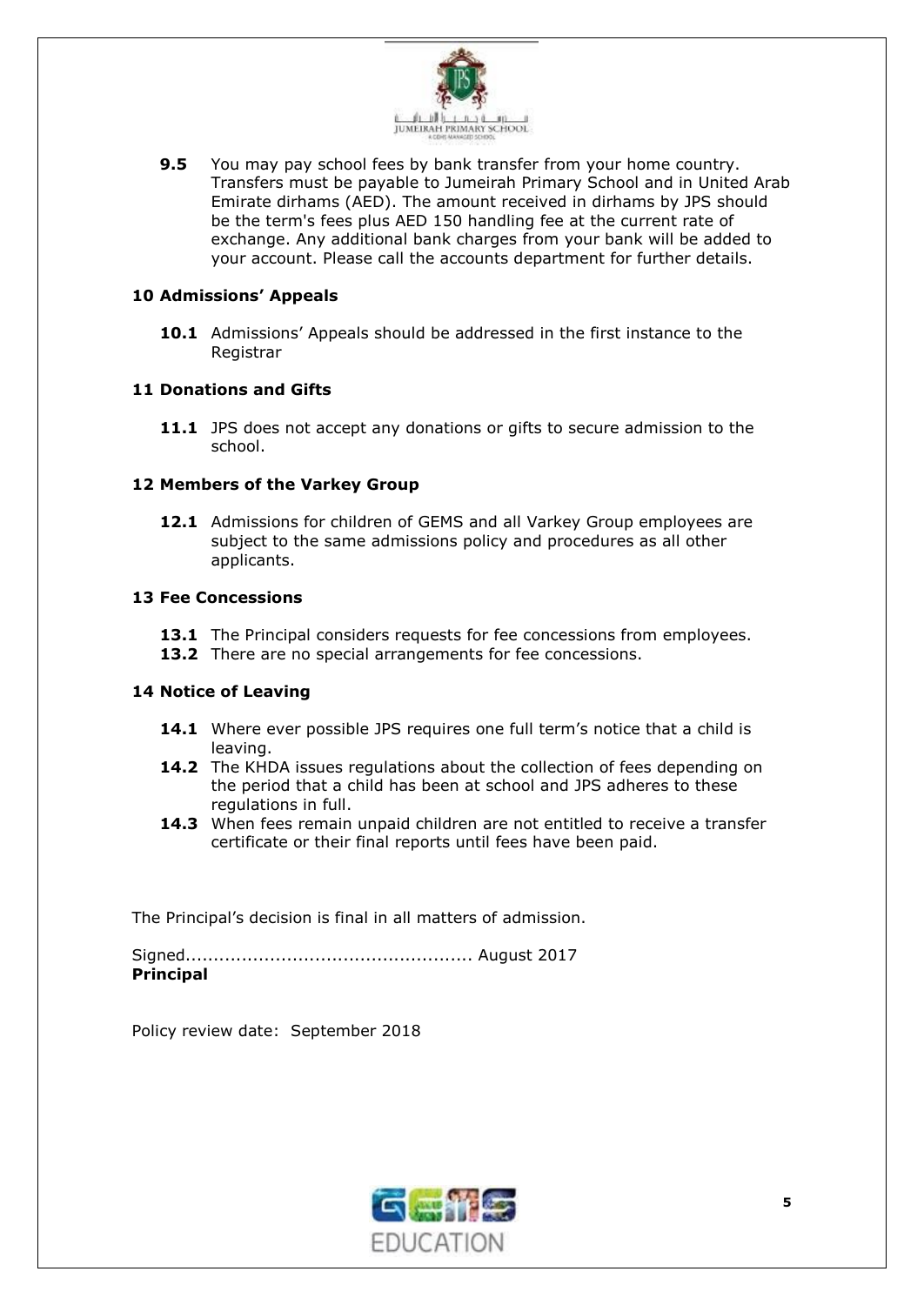**9.5** You may pay school fees by bank transfer from your home country. Transfers must be payable to Jumeirah Primary School and in United Arab Emirate dirhams (AED). The amount received in dirhams by JPS should be the term's fees plus AED 150 handling fee at the current rate of exchange. Any additional bank charges from your bank will be added to your account. Please call the accounts department for further details.

### 10 Admissions' Appeals

**10.1** Admissions' Appeals should be addressed in the first instance to the Registrar

### 11 Donations and Gifts

**11.1** JPS does not accept any donations or gifts to secure admission to the school.

### 12 Members of the Varkey Group

**12.1** Admissions for children of GEMS and all Varkey Group employees are subject to the same admissions policy and procedures as all other applicants.

### 13 Fee Concessions

**13.1** The Principal considers requests for fee concessions from employees.
**13.2** There are no special arrangements for fee concessions.

### 14 Notice of Leaving

**14.1** Where ever possible JPS requires one full term's notice that a child is leaving.
**14.2** The KHDA issues regulations about the collection of fees depending on the period that a child has been at school and JPS adheres to these regulations in full.
**14.3** When fees remain unpaid children are not entitled to receive a transfer certificate or their final reports until fees have been paid.

The Principal's decision is final in all matters of admission.

Signed.................................................. August 2017
**Principal**

Policy review date: September 2018